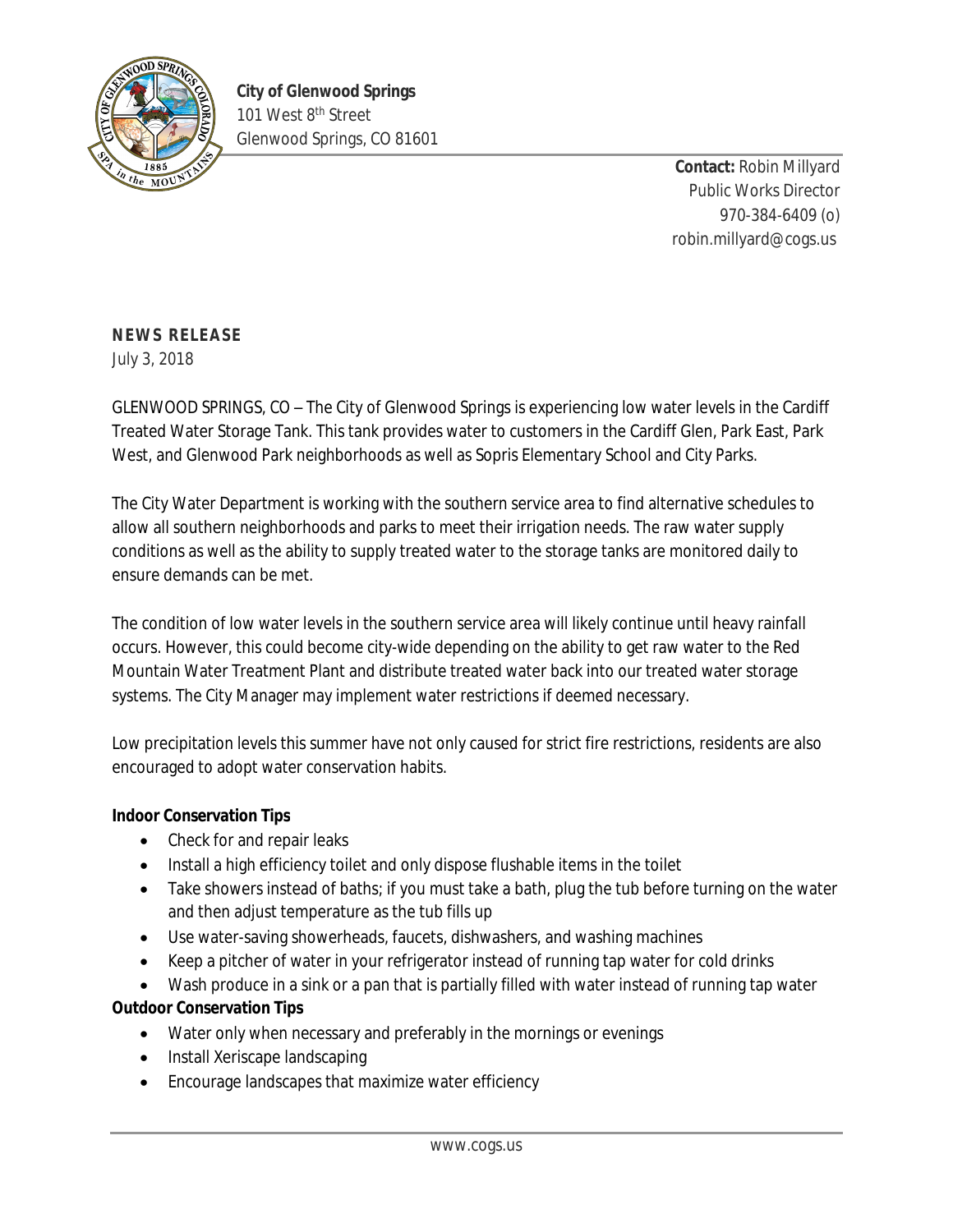**City of Glenwood Springs**
101 West 8th Street
Glenwood Springs, CO 81601

**Contact:** Robin Millyard
Public Works Director
970-384-6409 (o)
robin.millyard@cogs.us

**NEWS RELEASE**
July 3, 2018

GLENWOOD SPRINGS, CO – The City of Glenwood Springs is experiencing low water levels in the Cardiff Treated Water Storage Tank. This tank provides water to customers in the Cardiff Glen, Park East, Park West, and Glenwood Park neighborhoods as well as Sopris Elementary School and City Parks.

The City Water Department is working with the southern service area to find alternative schedules to allow all southern neighborhoods and parks to meet their irrigation needs. The raw water supply conditions as well as the ability to supply treated water to the storage tanks are monitored daily to ensure demands can be met.

The condition of low water levels in the southern service area will likely continue until heavy rainfall occurs. However, this could become city-wide depending on the ability to get raw water to the Red Mountain Water Treatment Plant and distribute treated water back into our treated water storage systems. The City Manager may implement water restrictions if deemed necessary.

Low precipitation levels this summer have not only caused for strict fire restrictions, residents are also encouraged to adopt water conservation habits.

**Indoor Conservation Tips**

- Check for and repair leaks
- Install a high efficiency toilet and only dispose flushable items in the toilet
- Take showers instead of baths; if you must take a bath, plug the tub before turning on the water and then adjust temperature as the tub fills up
- Use water-saving showerheads, faucets, dishwashers, and washing machines
- Keep a pitcher of water in your refrigerator instead of running tap water for cold drinks
- Wash produce in a sink or a pan that is partially filled with water instead of running tap water

**Outdoor Conservation Tips**

- Water only when necessary and preferably in the mornings or evenings
- Install Xeriscape landscaping
- Encourage landscapes that maximize water efficiency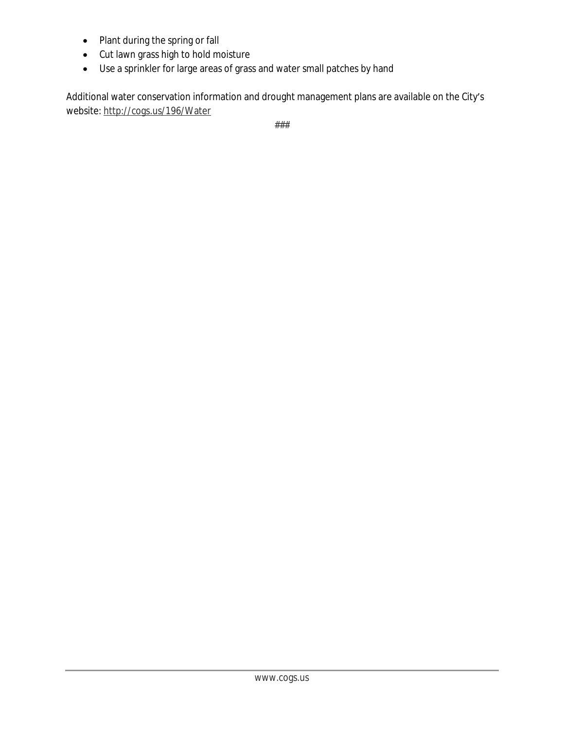- Plant during the spring or fall
- Cut lawn grass high to hold moisture
- Use a sprinkler for large areas of grass and water small patches by hand

Additional water conservation information and drought management plans are available on the City's website: http://cogs.us/196/Water

###